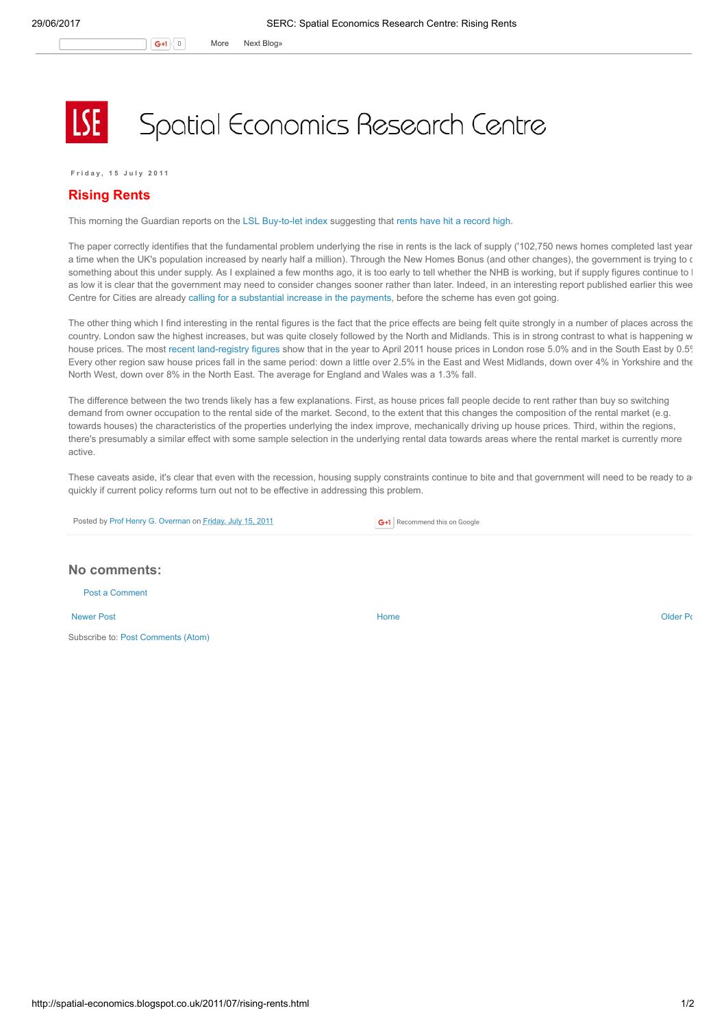# Spatial Economics Research Centre

Friday, 15 July 2011

## Rising Rents

This morning the Guardian reports on the LSL Buy-to-let index suggesting that rents have hit a record high.

The paper correctly identifies that the fundamental problem underlying the rise in rents is the lack of supply ('102,750 news homes completed last year a time when the UK's population increased by nearly half a million). Through the New Homes Bonus (and other changes), the government is trying to c something about this under supply. As I explained a few months ago, it is too early to tell whether the NHB is working, but if supply figures continue to l as low it is clear that the government may need to consider changes sooner rather than later. Indeed, in an interesting report published earlier this wee Centre for Cities are already calling for a substantial increase in the payments, before the scheme has even got going.

The other thing which I find interesting in the rental figures is the fact that the price effects are being felt quite strongly in a number of places across the country. London saw the highest increases, but was quite closely followed by the North and Midlands. This is in strong contrast to what is happening w house prices. The most recent land-registry figures show that in the year to April 2011 house prices in London rose 5.0% and in the South East by 0.5 Every other region saw house prices fall in the same period: down a little over 2.5% in the East and West Midlands, down over 4% in Yorkshire and the North West, down over 8% in the North East. The average for England and Wales was a 1.3% fall.

The difference between the two trends likely has a few explanations. First, as house prices fall people decide to rent rather than buy so switching demand from owner occupation to the rental side of the market. Second, to the extent that this changes the composition of the rental market (e.g. towards houses) the characteristics of the properties underlying the index improve, mechanically driving up house prices. Third, within the regions, there's presumably a similar effect with some sample selection in the underlying rental data towards areas where the rental market is currently more active.

These caveats aside, it's clear that even with the recession, housing supply constraints continue to bite and that government will need to be ready to a quickly if current policy reforms turn out not to be effective in addressing this problem.

Posted by Prof Henry G. Overman on Friday, July 15, 2011

### No comments:

Post a Comment

Newer Post | Home | Older Po

Subscribe to: Post Comments (Atom)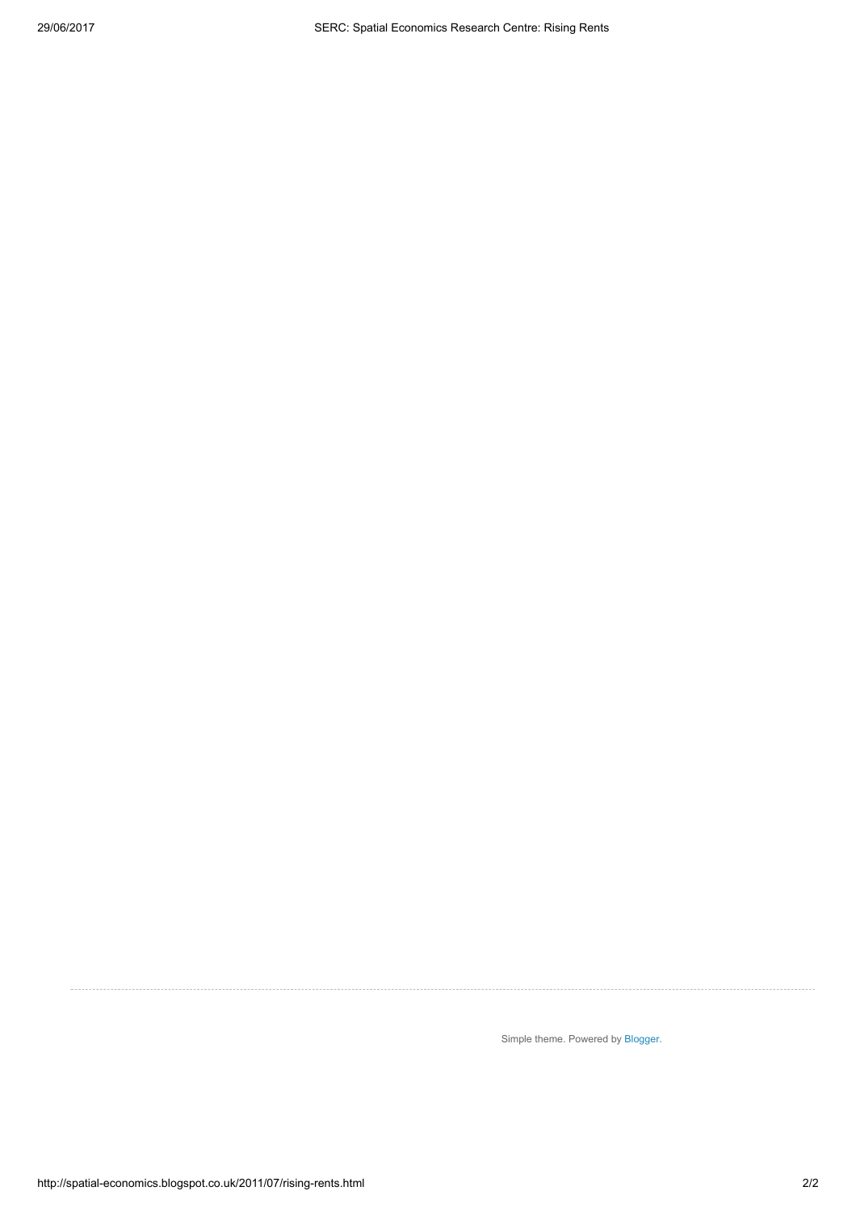Simple theme. Powered by Blogger.